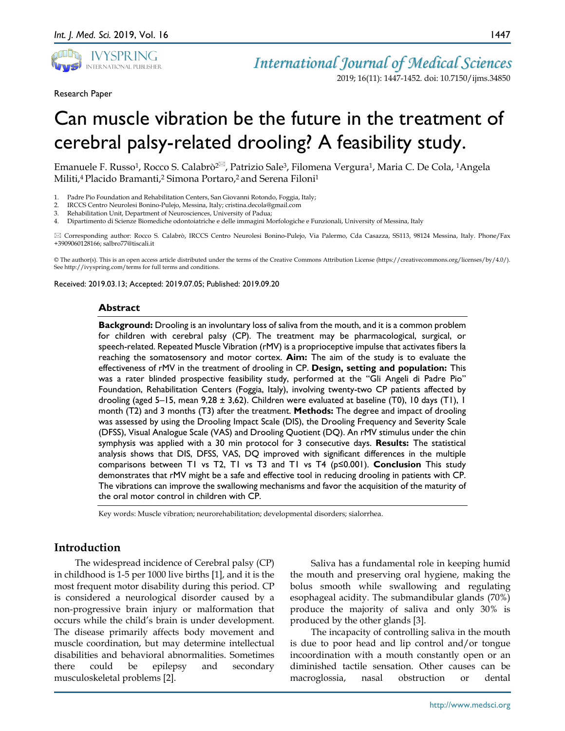Research Paper

# Can muscle vibration be the future in the treatment of cerebral palsy-related drooling? A feasibility study.

Emanuele F. Russo[1], Rocco S. Calabrò[2✉], Patrizio Sale[3], Filomena Vergura[1], Maria C. De Cola, [1]Angela Militi,[4] Placido Bramanti,[2] Simona Portaro,[2] and Serena Filoni[1]

1. Padre Pio Foundation and Rehabilitation Centers, San Giovanni Rotondo, Foggia, Italy;
2. IRCCS Centro Neurolesi Bonino-Pulejo, Messina, Italy; cristina.decola@gmail.com
3. Rehabilitation Unit, Department of Neurosciences, University of Padua;
4. Dipartimento di Scienze Biomediche odontoiatriche e delle immagini Morfologiche e Funzionali, University of Messina, Italy

✉ Corresponding author: Rocco S. Calabrò, IRCCS Centro Neurolesi Bonino-Pulejo, Via Palermo, Cda Casazza, SS113, 98124 Messina, Italy. Phone/Fax +3909060128166; salbro77@tiscali.it

© The author(s). This is an open access article distributed under the terms of the Creative Commons Attribution License (https://creativecommons.org/licenses/by/4.0/). See http://ivyspring.com/terms for full terms and conditions.

Received: 2019.03.13; Accepted: 2019.07.05; Published: 2019.09.20

## Abstract

**Background:** Drooling is an involuntary loss of saliva from the mouth, and it is a common problem for children with cerebral palsy (CP). The treatment may be pharmacological, surgical, or speech-related. Repeated Muscle Vibration (rMV) is a proprioceptive impulse that activates fibers Ia reaching the somatosensory and motor cortex. **Aim:** The aim of the study is to evaluate the effectiveness of rMV in the treatment of drooling in CP. **Design, setting and population:** This was a rater blinded prospective feasibility study, performed at the "Gli Angeli di Padre Pio" Foundation, Rehabilitation Centers (Foggia, Italy), involving twenty-two CP patients affected by drooling (aged 5–15, mean 9,28 ± 3,62). Children were evaluated at baseline (T0), 10 days (T1), 1 month (T2) and 3 months (T3) after the treatment. **Methods:** The degree and impact of drooling was assessed by using the Drooling Impact Scale (DIS), the Drooling Frequency and Severity Scale (DFSS), Visual Analogue Scale (VAS) and Drooling Quotient (DQ). An rMV stimulus under the chin symphysis was applied with a 30 min protocol for 3 consecutive days. **Results:** The statistical analysis shows that DIS, DFSS, VAS, DQ improved with significant differences in the multiple comparisons between T1 vs T2, T1 vs T3 and T1 vs T4 ($p \leq 0.001$). **Conclusion** This study demonstrates that rMV might be a safe and effective tool in reducing drooling in patients with CP. The vibrations can improve the swallowing mechanisms and favor the acquisition of the maturity of the oral motor control in children with CP.

Key words: Muscle vibration; neurorehabilitation; developmental disorders; sialorrhea.

## Introduction

The widespread incidence of Cerebral palsy (CP) in childhood is 1-5 per 1000 live births [1], and it is the most frequent motor disability during this period. CP is considered a neurological disorder caused by a non-progressive brain injury or malformation that occurs while the child's brain is under development. The disease primarily affects body movement and muscle coordination, but may determine intellectual disabilities and behavioral abnormalities. Sometimes there could be epilepsy and secondary musculoskeletal problems [2].

Saliva has a fundamental role in keeping humid the mouth and preserving oral hygiene, making the bolus smooth while swallowing and regulating esophageal acidity. The submandibular glands (70%) produce the majority of saliva and only 30% is produced by the other glands [3].

The incapacity of controlling saliva in the mouth is due to poor head and lip control and/or tongue incoordination with a mouth constantly open or an diminished tactile sensation. Other causes can be macroglossia, nasal obstruction or dental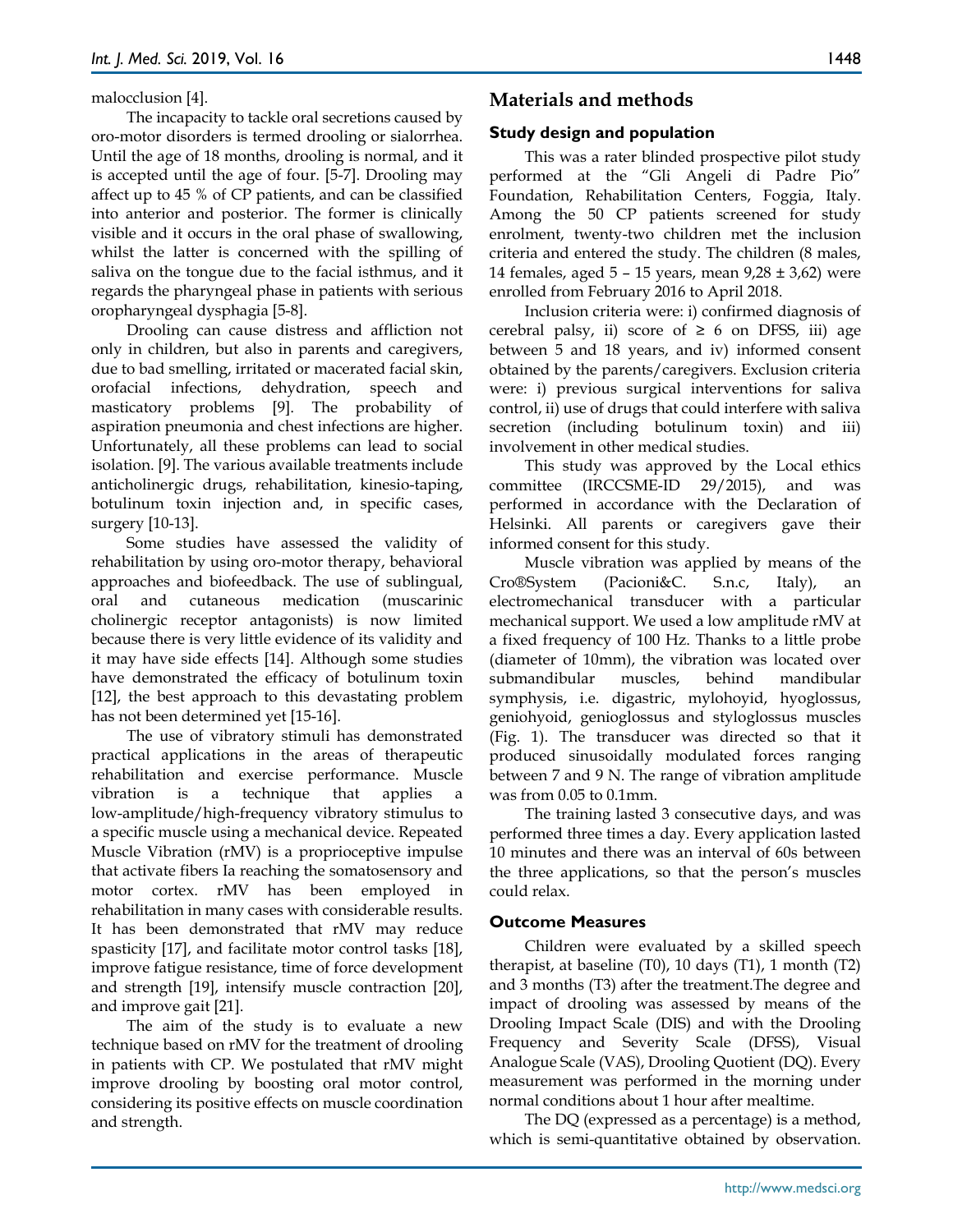malocclusion [4].

The incapacity to tackle oral secretions caused by oro-motor disorders is termed drooling or sialorrhea. Until the age of 18 months, drooling is normal, and it is accepted until the age of four. [5-7]. Drooling may affect up to 45 % of CP patients, and can be classified into anterior and posterior. The former is clinically visible and it occurs in the oral phase of swallowing, whilst the latter is concerned with the spilling of saliva on the tongue due to the facial isthmus, and it regards the pharyngeal phase in patients with serious oropharyngeal dysphagia [5-8].

Drooling can cause distress and affliction not only in children, but also in parents and caregivers, due to bad smelling, irritated or macerated facial skin, orofacial infections, dehydration, speech and masticatory problems [9]. The probability of aspiration pneumonia and chest infections are higher. Unfortunately, all these problems can lead to social isolation. [9]. The various available treatments include anticholinergic drugs, rehabilitation, kinesio-taping, botulinum toxin injection and, in specific cases, surgery [10-13].

Some studies have assessed the validity of rehabilitation by using oro-motor therapy, behavioral approaches and biofeedback. The use of sublingual, oral and cutaneous medication (muscarinic cholinergic receptor antagonists) is now limited because there is very little evidence of its validity and it may have side effects [14]. Although some studies have demonstrated the efficacy of botulinum toxin [12], the best approach to this devastating problem has not been determined yet [15-16].

The use of vibratory stimuli has demonstrated practical applications in the areas of therapeutic rehabilitation and exercise performance. Muscle vibration is a technique that applies a low-amplitude/high-frequency vibratory stimulus to a specific muscle using a mechanical device. Repeated Muscle Vibration (rMV) is a proprioceptive impulse that activate fibers Ia reaching the somatosensory and motor cortex. rMV has been employed in rehabilitation in many cases with considerable results. It has been demonstrated that rMV may reduce spasticity [17], and facilitate motor control tasks [18], improve fatigue resistance, time of force development and strength [19], intensify muscle contraction [20], and improve gait [21].

The aim of the study is to evaluate a new technique based on rMV for the treatment of drooling in patients with CP. We postulated that rMV might improve drooling by boosting oral motor control, considering its positive effects on muscle coordination and strength.

## Materials and methods

### Study design and population

This was a rater blinded prospective pilot study performed at the "Gli Angeli di Padre Pio" Foundation, Rehabilitation Centers, Foggia, Italy. Among the 50 CP patients screened for study enrolment, twenty-two children met the inclusion criteria and entered the study. The children (8 males, 14 females, aged 5 – 15 years, mean 9,28 ± 3,62) were enrolled from February 2016 to April 2018.

Inclusion criteria were: i) confirmed diagnosis of cerebral palsy, ii) score of ≥ 6 on DFSS, iii) age between 5 and 18 years, and iv) informed consent obtained by the parents/caregivers. Exclusion criteria were: i) previous surgical interventions for saliva control, ii) use of drugs that could interfere with saliva secretion (including botulinum toxin) and iii) involvement in other medical studies.

This study was approved by the Local ethics committee (IRCCSME-ID 29/2015), and was performed in accordance with the Declaration of Helsinki. All parents or caregivers gave their informed consent for this study.

Muscle vibration was applied by means of the Cro®System (Pacioni&C. S.n.c, Italy), an electromechanical transducer with a particular mechanical support. We used a low amplitude rMV at a fixed frequency of 100 Hz. Thanks to a little probe (diameter of 10mm), the vibration was located over submandibular muscles, behind mandibular symphysis, i.e. digastric, mylohoyid, hyoglossus, geniohyoid, genioglossus and styloglossus muscles (Fig. 1). The transducer was directed so that it produced sinusoidally modulated forces ranging between 7 and 9 N. The range of vibration amplitude was from 0.05 to 0.1mm.

The training lasted 3 consecutive days, and was performed three times a day. Every application lasted 10 minutes and there was an interval of 60s between the three applications, so that the person's muscles could relax.

### Outcome Measures

Children were evaluated by a skilled speech therapist, at baseline (T0), 10 days (T1), 1 month (T2) and 3 months (T3) after the treatment.The degree and impact of drooling was assessed by means of the Drooling Impact Scale (DIS) and with the Drooling Frequency and Severity Scale (DFSS), Visual Analogue Scale (VAS), Drooling Quotient (DQ). Every measurement was performed in the morning under normal conditions about 1 hour after mealtime.

The DQ (expressed as a percentage) is a method, which is semi-quantitative obtained by observation.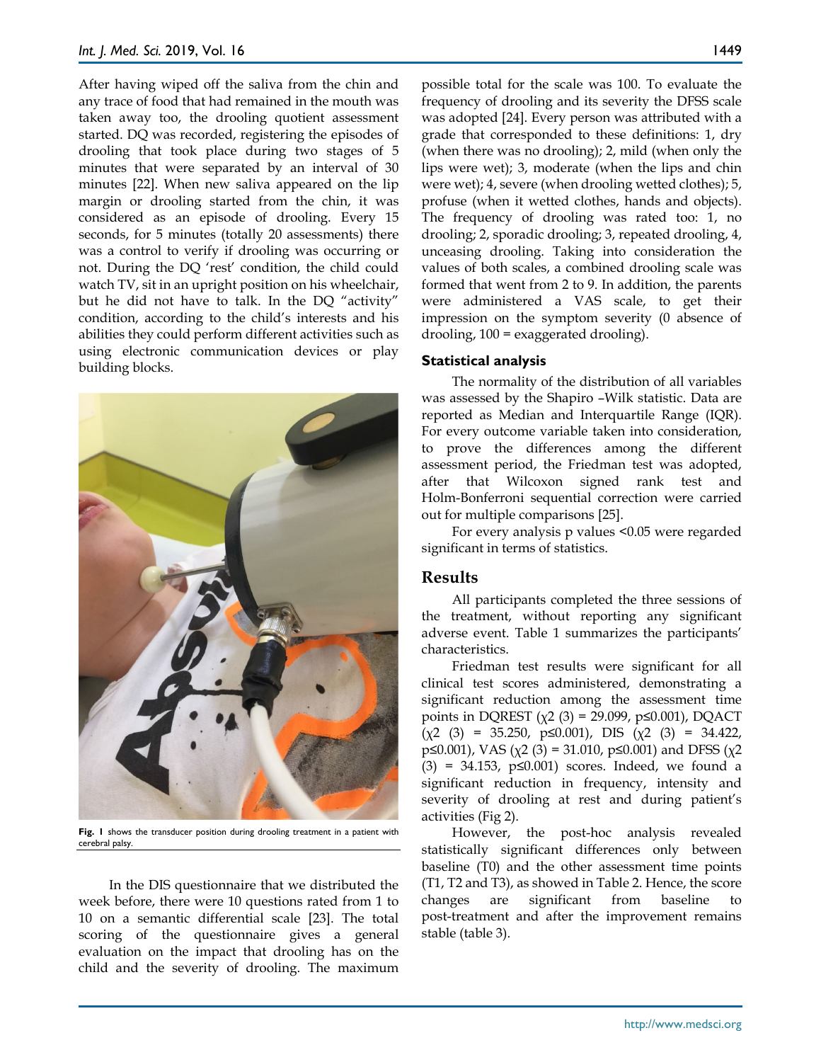After having wiped off the saliva from the chin and any trace of food that had remained in the mouth was taken away too, the drooling quotient assessment started. DQ was recorded, registering the episodes of drooling that took place during two stages of 5 minutes that were separated by an interval of 30 minutes [22]. When new saliva appeared on the lip margin or drooling started from the chin, it was considered as an episode of drooling. Every 15 seconds, for 5 minutes (totally 20 assessments) there was a control to verify if drooling was occurring or not. During the DQ 'rest' condition, the child could watch TV, sit in an upright position on his wheelchair, but he did not have to talk. In the DQ "activity" condition, according to the child's interests and his abilities they could perform different activities such as using electronic communication devices or play building blocks.

**Fig. 1** shows the transducer position during drooling treatment in a patient with cerebral palsy.

In the DIS questionnaire that we distributed the week before, there were 10 questions rated from 1 to 10 on a semantic differential scale [23]. The total scoring of the questionnaire gives a general evaluation on the impact that drooling has on the child and the severity of drooling. The maximum possible total for the scale was 100. To evaluate the frequency of drooling and its severity the DFSS scale was adopted [24]. Every person was attributed with a grade that corresponded to these definitions: 1, dry (when there was no drooling); 2, mild (when only the lips were wet); 3, moderate (when the lips and chin were wet); 4, severe (when drooling wetted clothes); 5, profuse (when it wetted clothes, hands and objects). The frequency of drooling was rated too: 1, no drooling; 2, sporadic drooling; 3, repeated drooling, 4, unceasing drooling. Taking into consideration the values of both scales, a combined drooling scale was formed that went from 2 to 9. In addition, the parents were administered a VAS scale, to get their impression on the symptom severity (0 absence of drooling, 100 = exaggerated drooling).

### Statistical analysis

The normality of the distribution of all variables was assessed by the Shapiro –Wilk statistic. Data are reported as Median and Interquartile Range (IQR). For every outcome variable taken into consideration, to prove the differences among the different assessment period, the Friedman test was adopted, after that Wilcoxon signed rank test and Holm-Bonferroni sequential correction were carried out for multiple comparisons [25].

For every analysis p values <0.05 were regarded significant in terms of statistics.

## Results

All participants completed the three sessions of the treatment, without reporting any significant adverse event. Table 1 summarizes the participants' characteristics.

Friedman test results were significant for all clinical test scores administered, demonstrating a significant reduction among the assessment time points in DQREST ($\chi^2$ (3) = 29.099, p≤0.001), DQACT ($\chi^2$ (3) = 35.250, p≤0.001), DIS ($\chi^2$ (3) = 34.422, p≤0.001), VAS ($\chi^2$ (3) = 31.010, p≤0.001) and DFSS ($\chi^2$ (3) = 34.153, p≤0.001) scores. Indeed, we found a significant reduction in frequency, intensity and severity of drooling at rest and during patient's activities (Fig 2).

However, the post-hoc analysis revealed statistically significant differences only between baseline (T0) and the other assessment time points (T1, T2 and T3), as showed in Table 2. Hence, the score changes are significant from baseline to post-treatment and after the improvement remains stable (table 3).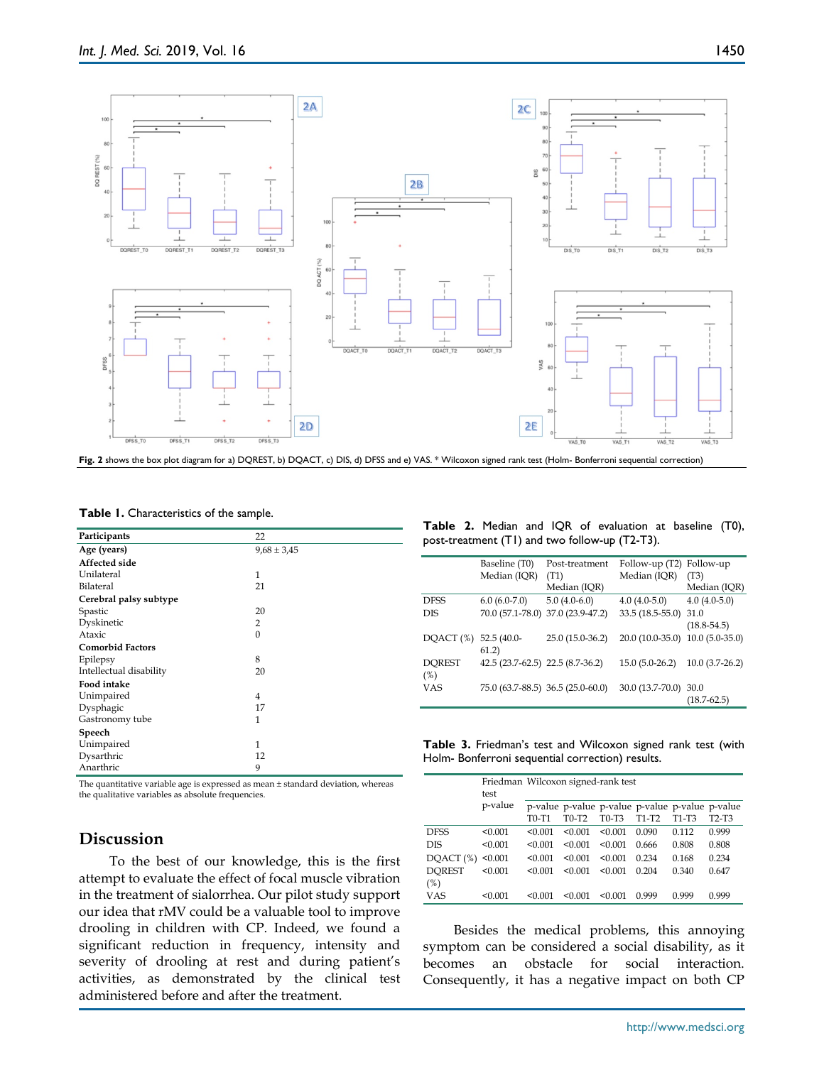Fig. 2 shows the box plot diagram for a) DQREST, b) DQACT, c) DIS, d) DFSS and e) VAS. * Wilcoxon signed rank test (Holm- Bonferroni sequential correction)

**Table 1.** Characteristics of the sample.

| **Participants** | 22 |
|---|---|
| **Age (years)** | 9,68 ± 3,45 |
| **Affected side** | |
| Unilateral | 1 |
| Bilateral | 21 |
| **Cerebral palsy subtype** | |
| Spastic | 20 |
| Dyskinetic | 2 |
| Ataxic | 0 |
| **Comorbid Factors** | |
| Epilepsy | 8 |
| Intellectual disability | 20 |
| **Food intake** | |
| Unimpaired | 4 |
| Dysphagic | 17 |
| Gastronomy tube | 1 |
| **Speech** | |
| Unimpaired | 1 |
| Dysarthric | 12 |
| Anarthric | 9 |

The quantitative variable age is expressed as mean ± standard deviation, whereas the qualitative variables as absolute frequencies.

**Table 2.** Median and IQR of evaluation at baseline (T0), post-treatment (T1) and two follow-up (T2-T3).

| | Baseline (T0) Median (IQR) | Post-treatment (T1) Median (IQR) | Follow-up (T2) Median (IQR) | Follow-up (T3) Median (IQR) |
|---|---|---|---|---|
| DFSS | 6.0 (6.0-7.0) | 5.0 (4.0-6.0) | 4.0 (4.0-5.0) | 4.0 (4.0-5.0) |
| DIS | 70.0 (57.1-78.0) | 37.0 (23.9-47.2) | 33.5 (18.5-55.0) | 31.0 (18.8-54.5) |
| DQACT (%) | 52.5 (40.0-61.2) | 25.0 (15.0-36.2) | 20.0 (10.0-35.0) | 10.0 (5.0-35.0) |
| DQREST (%) | 42.5 (23.7-62.5) | 22.5 (8.7-36.2) | 15.0 (5.0-26.2) | 10.0 (3.7-26.2) |
| VAS | 75.0 (63.7-88.5) | 36.5 (25.0-60.0) | 30.0 (13.7-70.0) | 30.0 (18.7-62.5) |

**Table 3.** Friedman's test and Wilcoxon signed rank test (with Holm- Bonferroni sequential correction) results.

| | Friedman test | Wilcoxon signed-rank test | | | | | |
|---|---|---|---|---|---|---|---|
| | p-value | p-value T0-T1 | p-value T0-T2 | p-value T0-T3 | p-value T1-T2 | p-value T1-T3 | p-value T2-T3 |
| DFSS | <0.001 | <0.001 | <0.001 | <0.001 | 0.090 | 0.112 | 0.999 |
| DIS | <0.001 | <0.001 | <0.001 | <0.001 | 0.666 | 0.808 | 0.808 |
| DQACT (%) | <0.001 | <0.001 | <0.001 | <0.001 | 0.234 | 0.168 | 0.234 |
| DQREST (%) | <0.001 | <0.001 | <0.001 | <0.001 | 0.204 | 0.340 | 0.647 |
| VAS | <0.001 | <0.001 | <0.001 | <0.001 | 0.999 | 0.999 | 0.999 |

## Discussion

To the best of our knowledge, this is the first attempt to evaluate the effect of focal muscle vibration in the treatment of sialorrhea. Our pilot study support our idea that rMV could be a valuable tool to improve drooling in children with CP. Indeed, we found a significant reduction in frequency, intensity and severity of drooling at rest and during patient's activities, as demonstrated by the clinical test administered before and after the treatment.

Besides the medical problems, this annoying symptom can be considered a social disability, as it becomes an obstacle for social interaction. Consequently, it has a negative impact on both CP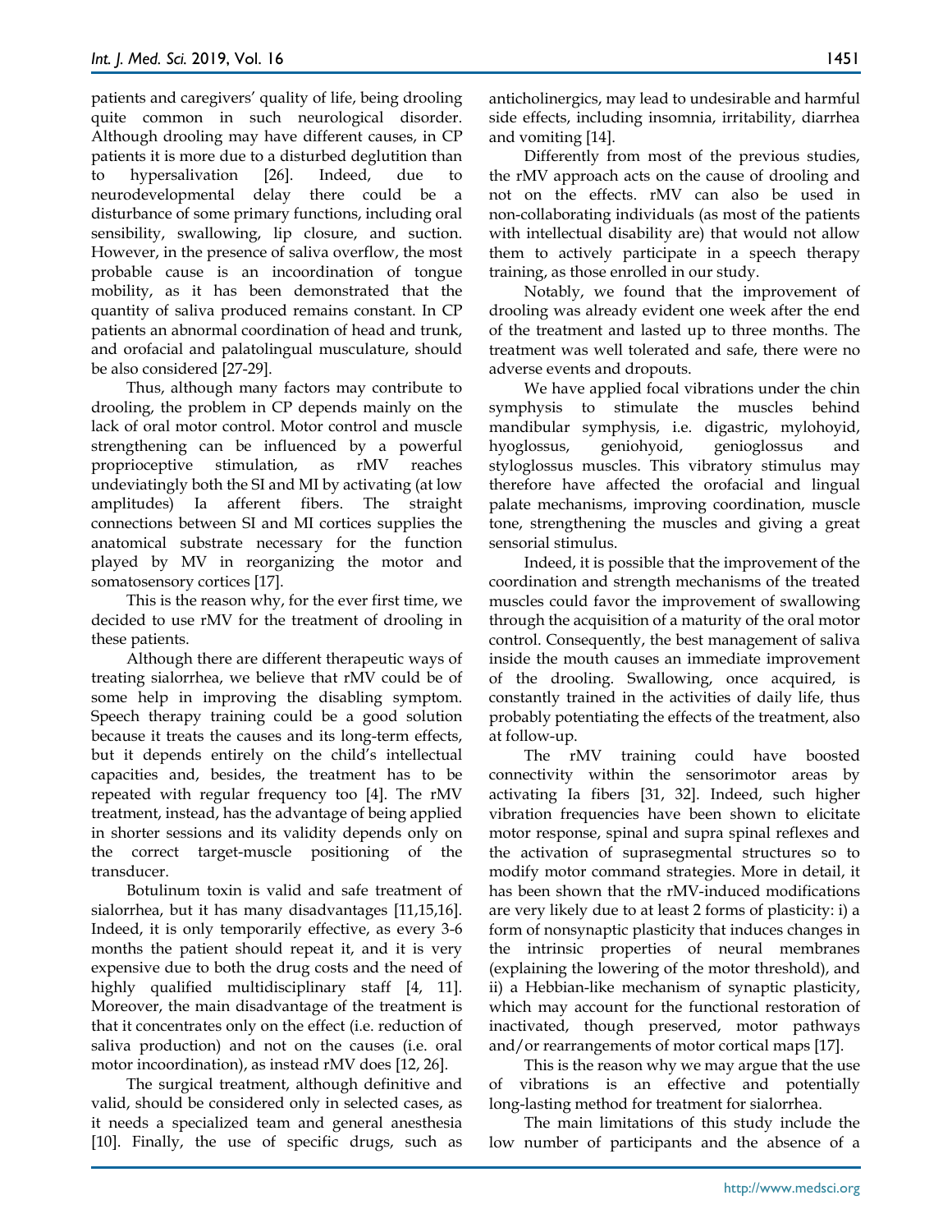patients and caregivers' quality of life, being drooling quite common in such neurological disorder. Although drooling may have different causes, in CP patients it is more due to a disturbed deglutition than to hypersalivation [26]. Indeed, due to neurodevelopmental delay there could be a disturbance of some primary functions, including oral sensibility, swallowing, lip closure, and suction. However, in the presence of saliva overflow, the most probable cause is an incoordination of tongue mobility, as it has been demonstrated that the quantity of saliva produced remains constant. In CP patients an abnormal coordination of head and trunk, and orofacial and palatolingual musculature, should be also considered [27-29].

Thus, although many factors may contribute to drooling, the problem in CP depends mainly on the lack of oral motor control. Motor control and muscle strengthening can be influenced by a powerful proprioceptive stimulation, as rMV reaches undeviatingly both the SI and MI by activating (at low amplitudes) Ia afferent fibers. The straight connections between SI and MI cortices supplies the anatomical substrate necessary for the function played by MV in reorganizing the motor and somatosensory cortices [17].

This is the reason why, for the ever first time, we decided to use rMV for the treatment of drooling in these patients.

Although there are different therapeutic ways of treating sialorrhea, we believe that rMV could be of some help in improving the disabling symptom. Speech therapy training could be a good solution because it treats the causes and its long-term effects, but it depends entirely on the child's intellectual capacities and, besides, the treatment has to be repeated with regular frequency too [4]. The rMV treatment, instead, has the advantage of being applied in shorter sessions and its validity depends only on the correct target-muscle positioning of the transducer.

Botulinum toxin is valid and safe treatment of sialorrhea, but it has many disadvantages [11,15,16]. Indeed, it is only temporarily effective, as every 3-6 months the patient should repeat it, and it is very expensive due to both the drug costs and the need of highly qualified multidisciplinary staff [4, 11]. Moreover, the main disadvantage of the treatment is that it concentrates only on the effect (i.e. reduction of saliva production) and not on the causes (i.e. oral motor incoordination), as instead rMV does [12, 26].

The surgical treatment, although definitive and valid, should be considered only in selected cases, as it needs a specialized team and general anesthesia [10]. Finally, the use of specific drugs, such as anticholinergics, may lead to undesirable and harmful side effects, including insomnia, irritability, diarrhea and vomiting [14].

Differently from most of the previous studies, the rMV approach acts on the cause of drooling and not on the effects. rMV can also be used in non-collaborating individuals (as most of the patients with intellectual disability are) that would not allow them to actively participate in a speech therapy training, as those enrolled in our study.

Notably, we found that the improvement of drooling was already evident one week after the end of the treatment and lasted up to three months. The treatment was well tolerated and safe, there were no adverse events and dropouts.

We have applied focal vibrations under the chin symphysis to stimulate the muscles behind mandibular symphysis, i.e. digastric, mylohoyid, hyoglossus, geniohyoid, genioglossus and styloglossus muscles. This vibratory stimulus may therefore have affected the orofacial and lingual palate mechanisms, improving coordination, muscle tone, strengthening the muscles and giving a great sensorial stimulus.

Indeed, it is possible that the improvement of the coordination and strength mechanisms of the treated muscles could favor the improvement of swallowing through the acquisition of a maturity of the oral motor control. Consequently, the best management of saliva inside the mouth causes an immediate improvement of the drooling. Swallowing, once acquired, is constantly trained in the activities of daily life, thus probably potentiating the effects of the treatment, also at follow-up.

The rMV training could have boosted connectivity within the sensorimotor areas by activating Ia fibers [31, 32]. Indeed, such higher vibration frequencies have been shown to elicitate motor response, spinal and supra spinal reflexes and the activation of suprasegmental structures so to modify motor command strategies. More in detail, it has been shown that the rMV-induced modifications are very likely due to at least 2 forms of plasticity: i) a form of nonsynaptic plasticity that induces changes in the intrinsic properties of neural membranes (explaining the lowering of the motor threshold), and ii) a Hebbian-like mechanism of synaptic plasticity, which may account for the functional restoration of inactivated, though preserved, motor pathways and/or rearrangements of motor cortical maps [17].

This is the reason why we may argue that the use of vibrations is an effective and potentially long-lasting method for treatment for sialorrhea.

The main limitations of this study include the low number of participants and the absence of a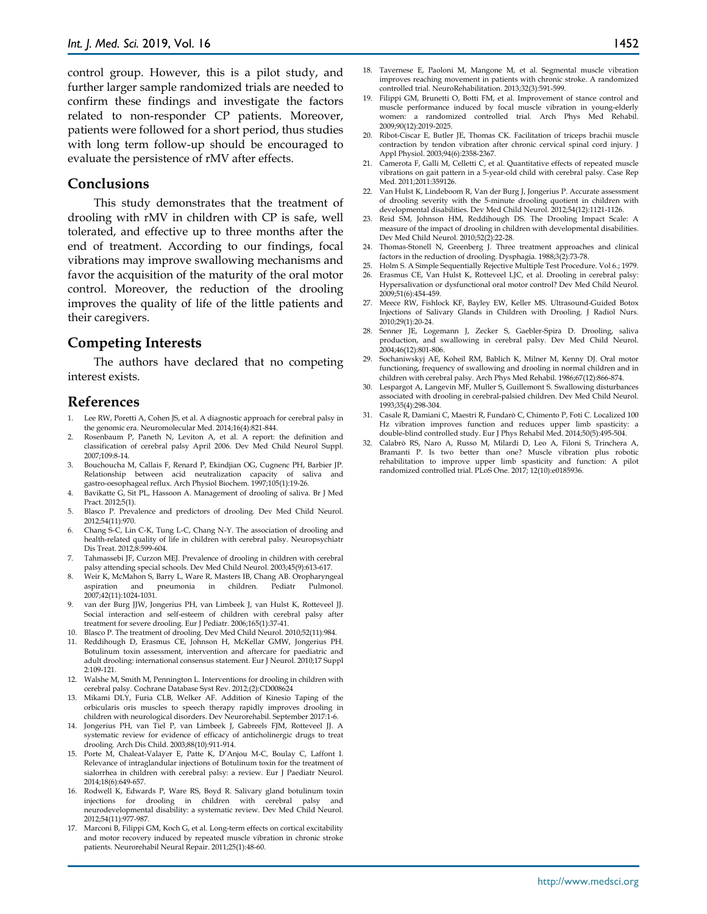control group. However, this is a pilot study, and further larger sample randomized trials are needed to confirm these findings and investigate the factors related to non-responder CP patients. Moreover, patients were followed for a short period, thus studies with long term follow-up should be encouraged to evaluate the persistence of rMV after effects.

## Conclusions

This study demonstrates that the treatment of drooling with rMV in children with CP is safe, well tolerated, and effective up to three months after the end of treatment. According to our findings, focal vibrations may improve swallowing mechanisms and favor the acquisition of the maturity of the oral motor control. Moreover, the reduction of the drooling improves the quality of life of the little patients and their caregivers.

## Competing Interests

The authors have declared that no competing interest exists.

## References

1. Lee RW, Poretti A, Cohen JS, et al. A diagnostic approach for cerebral palsy in the genomic era. Neuromolecular Med. 2014;16(4):821-844.
2. Rosenbaum P, Paneth N, Leviton A, et al. A report: the definition and classification of cerebral palsy April 2006. Dev Med Child Neurol Suppl. 2007;109:8-14.
3. Bouchoucha M, Callais F, Renard P, Ekindjian OG, Cugnenc PH, Barbier JP. Relationship between acid neutralization capacity of saliva and gastro-oesophageal reflux. Arch Physiol Biochem. 1997;105(1):19-26.
4. Bavikatte G, Sit PL, Hassoon A. Management of drooling of saliva. Br J Med Pract. 2012;5(1).
5. Blasco P. Prevalence and predictors of drooling. Dev Med Child Neurol. 2012;54(11):970.
6. Chang S-C, Lin C-K, Tung L-C, Chang N-Y. The association of drooling and health-related quality of life in children with cerebral palsy. Neuropsychiatr Dis Treat. 2012;8:599-604.
7. Tahmassebi JF, Curzon MEJ. Prevalence of drooling in children with cerebral palsy attending special schools. Dev Med Child Neurol. 2003;45(9):613-617.
8. Weir K, McMahon S, Barry L, Ware R, Masters IB, Chang AB. Oropharyngeal aspiration and pneumonia in children. Pediatr Pulmonol. 2007;42(11):1024-1031.
9. van der Burg JJW, Jongerius PH, van Limbeek J, van Hulst K, Rotteveel JJ. Social interaction and self-esteem of children with cerebral palsy after treatment for severe drooling. Eur J Pediatr. 2006;165(1):37-41.
10. Blasco P. The treatment of drooling. Dev Med Child Neurol. 2010;52(11):984.
11. Reddihough D, Erasmus CE, Johnson H, McKellar GMW, Jongerius PH. Botulinum toxin assessment, intervention and aftercare for paediatric and adult drooling: international consensus statement. Eur J Neurol. 2010;17 Suppl 2:109-121.
12. Walshe M, Smith M, Pennington L. Interventions for drooling in children with cerebral palsy. Cochrane Database Syst Rev. 2012;(2):CD008624
13. Mikami DLY, Furia CLB, Welker AF. Addition of Kinesio Taping of the orbicularis oris muscles to speech therapy rapidly improves drooling in children with neurological disorders. Dev Neurorehabil. September 2017:1-6.
14. Jongerius PH, van Tiel P, van Limbeek J, Gabreels FJM, Rotteveel JJ. A systematic review for evidence of efficacy of anticholinergic drugs to treat drooling. Arch Dis Child. 2003;88(10):911-914.
15. Porte M, Chaleat-Valayer E, Patte K, D'Anjou M-C, Boulay C, Laffont I. Relevance of intraglandular injections of Botulinum toxin for the treatment of sialorrhea in children with cerebral palsy: a review. Eur J Paediatr Neurol. 2014;18(6):649-657.
16. Rodwell K, Edwards P, Ware RS, Boyd R. Salivary gland botulinum toxin injections for drooling in children with cerebral palsy and neurodevelopmental disability: a systematic review. Dev Med Child Neurol. 2012;54(11):977-987.
17. Marconi B, Filippi GM, Koch G, et al. Long-term effects on cortical excitability and motor recovery induced by repeated muscle vibration in chronic stroke patients. Neurorehabil Neural Repair. 2011;25(1):48-60.
18. Tavernese E, Paoloni M, Mangone M, et al. Segmental muscle vibration improves reaching movement in patients with chronic stroke. A randomized controlled trial. NeuroRehabilitation. 2013;32(3):591-599.
19. Filippi GM, Brunetti O, Botti FM, et al. Improvement of stance control and muscle performance induced by focal muscle vibration in young-elderly women: a randomized controlled trial. Arch Phys Med Rehabil. 2009;90(12):2019-2025.
20. Ribot-Ciscar E, Butler JE, Thomas CK. Facilitation of triceps brachii muscle contraction by tendon vibration after chronic cervical spinal cord injury. J Appl Physiol. 2003;94(6):2358-2367.
21. Camerota F, Galli M, Celletti C, et al. Quantitative effects of repeated muscle vibrations on gait pattern in a 5-year-old child with cerebral palsy. Case Rep Med. 2011;2011:359126.
22. Van Hulst K, Lindeboom R, Van der Burg J, Jongerius P. Accurate assessment of drooling severity with the 5-minute drooling quotient in children with developmental disabilities. Dev Med Child Neurol. 2012;54(12):1121-1126.
23. Reid SM, Johnson HM, Reddihough DS. The Drooling Impact Scale: A measure of the impact of drooling in children with developmental disabilities. Dev Med Child Neurol. 2010;52(2):22-28.
24. Thomas-Stonell N, Greenberg J. Three treatment approaches and clinical factors in the reduction of drooling. Dysphagia. 1988;3(2):73-78.
25. Holm S. A Simple Sequentially Rejective Multiple Test Procedure. Vol 6.; 1979.
26. Erasmus CE, Van Hulst K, Rotteveel LJC, et al. Drooling in cerebral palsy: Hypersalivation or dysfunctional oral motor control? Dev Med Child Neurol. 2009;51(6):454-459.
27. Meece RW, Fishlock KF, Bayley EW, Keller MS. Ultrasound-Guided Botox Injections of Salivary Glands in Children with Drooling. J Radiol Nurs. 2010;29(1):20-24.
28. Senner JE, Logemann J, Zecker S, Gaebler-Spira D. Drooling, saliva production, and swallowing in cerebral palsy. Dev Med Child Neurol. 2004;46(12):801-806.
29. Sochaniwskyj AE, Koheil RM, Bablich K, Milner M, Kenny DJ. Oral motor functioning, frequency of swallowing and drooling in normal children and in children with cerebral palsy. Arch Phys Med Rehabil. 1986;67(12):866-874.
30. Lespargot A, Langevin MF, Muller S, Guillemont S. Swallowing disturbances associated with drooling in cerebral-palsied children. Dev Med Child Neurol. 1993;35(4):298-304.
31. Casale R, Damiani C, Maestri R, Fundarò C, Chimento P, Foti C. Localized 100 Hz vibration improves function and reduces upper limb spasticity: a double-blind controlled study. Eur J Phys Rehabil Med. 2014;50(5):495-504.
32. Calabrò RS, Naro A, Russo M, Milardi D, Leo A, Filoni S, Trinchera A, Bramanti P. Is two better than one? Muscle vibration plus robotic rehabilitation to improve upper limb spasticity and function: A pilot randomized controlled trial. PLoS One. 2017; 12(10):e0185936.